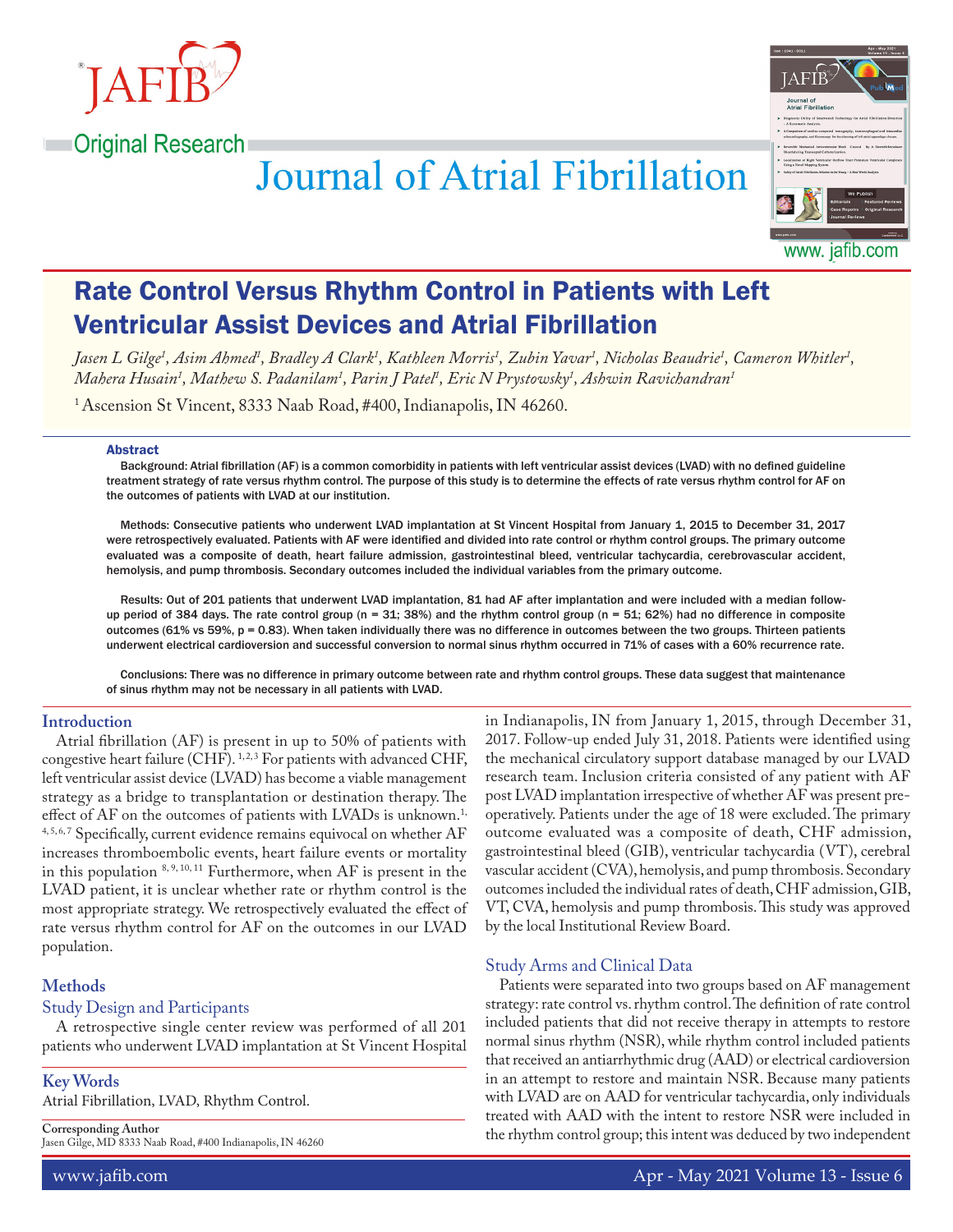Original Research

# Journal of Atrial Fibrillation

## Rate Control Versus Rhythm Control in Patients with Left Ventricular Assist Devices and Atrial Fibrillation

*Jasen L Gilge[1], Asim Ahmed[1], Bradley A Clark[1], Kathleen Morris[1], Zubin Yavar[1], Nicholas Beaudrie[1], Cameron Whitler[1], Mahera Husain[1], Mathew S. Padanilam[1], Parin J Patel[1], Eric N Prystowsky[1], Ashwin Ravichandran[1]*

[1] Ascension St Vincent, 8333 Naab Road, #400, Indianapolis, IN 46260.

### Abstract

**Background: Atrial fibrillation (AF) is a common comorbidity in patients with left ventricular assist devices (LVAD) with no defined guideline treatment strategy of rate versus rhythm control. The purpose of this study is to determine the effects of rate versus rhythm control for AF on the outcomes of patients with LVAD at our institution.**

**Methods: Consecutive patients who underwent LVAD implantation at St Vincent Hospital from January 1, 2015 to December 31, 2017 were retrospectively evaluated. Patients with AF were identified and divided into rate control or rhythm control groups. The primary outcome evaluated was a composite of death, heart failure admission, gastrointestinal bleed, ventricular tachycardia, cerebrovascular accident, hemolysis, and pump thrombosis. Secondary outcomes included the individual variables from the primary outcome.**

**Results: Out of 201 patients that underwent LVAD implantation, 81 had AF after implantation and were included with a median follow-up period of 384 days. The rate control group (n = 31; 38%) and the rhythm control group (n = 51; 62%) had no difference in composite outcomes (61% vs 59%, p = 0.83). When taken individually there was no difference in outcomes between the two groups. Thirteen patients underwent electrical cardioversion and successful conversion to normal sinus rhythm occurred in 71% of cases with a 60% recurrence rate.**

**Conclusions: There was no difference in primary outcome between rate and rhythm control groups. These data suggest that maintenance of sinus rhythm may not be necessary in all patients with LVAD.**

## Introduction

Atrial fibrillation (AF) is present in up to 50% of patients with congestive heart failure (CHF).[1,2,3] For patients with advanced CHF, left ventricular assist device (LVAD) has become a viable management strategy as a bridge to transplantation or destination therapy. The effect of AF on the outcomes of patients with LVADs is unknown.[1,4,5,6,7] Specifically, current evidence remains equivocal on whether AF increases thromboembolic events, heart failure events or mortality in this population [8,9,10,11] Furthermore, when AF is present in the LVAD patient, it is unclear whether rate or rhythm control is the most appropriate strategy. We retrospectively evaluated the effect of rate versus rhythm control for AF on the outcomes in our LVAD population.

## Methods

### Study Design and Participants

A retrospective single center review was performed of all 201 patients who underwent LVAD implantation at St Vincent Hospital in Indianapolis, IN from January 1, 2015, through December 31, 2017. Follow-up ended July 31, 2018. Patients were identified using the mechanical circulatory support database managed by our LVAD research team. Inclusion criteria consisted of any patient with AF post LVAD implantation irrespective of whether AF was present pre-operatively. Patients under the age of 18 were excluded. The primary outcome evaluated was a composite of death, CHF admission, gastrointestinal bleed (GIB), ventricular tachycardia (VT), cerebral vascular accident (CVA), hemolysis, and pump thrombosis. Secondary outcomes included the individual rates of death, CHF admission, GIB, VT, CVA, hemolysis and pump thrombosis. This study was approved by the local Institutional Review Board.

### Study Arms and Clinical Data

Patients were separated into two groups based on AF management strategy: rate control vs. rhythm control. The definition of rate control included patients that did not receive therapy in attempts to restore normal sinus rhythm (NSR), while rhythm control included patients that received an antiarrhythmic drug (AAD) or electrical cardioversion in an attempt to restore and maintain NSR. Because many patients with LVAD are on AAD for ventricular tachycardia, only individuals treated with AAD with the intent to restore NSR were included in the rhythm control group; this intent was deduced by two independent

## Key Words

Atrial Fibrillation, LVAD, Rhythm Control.

**Corresponding Author**
Jasen Gilge, MD 8333 Naab Road, #400 Indianapolis, IN 46260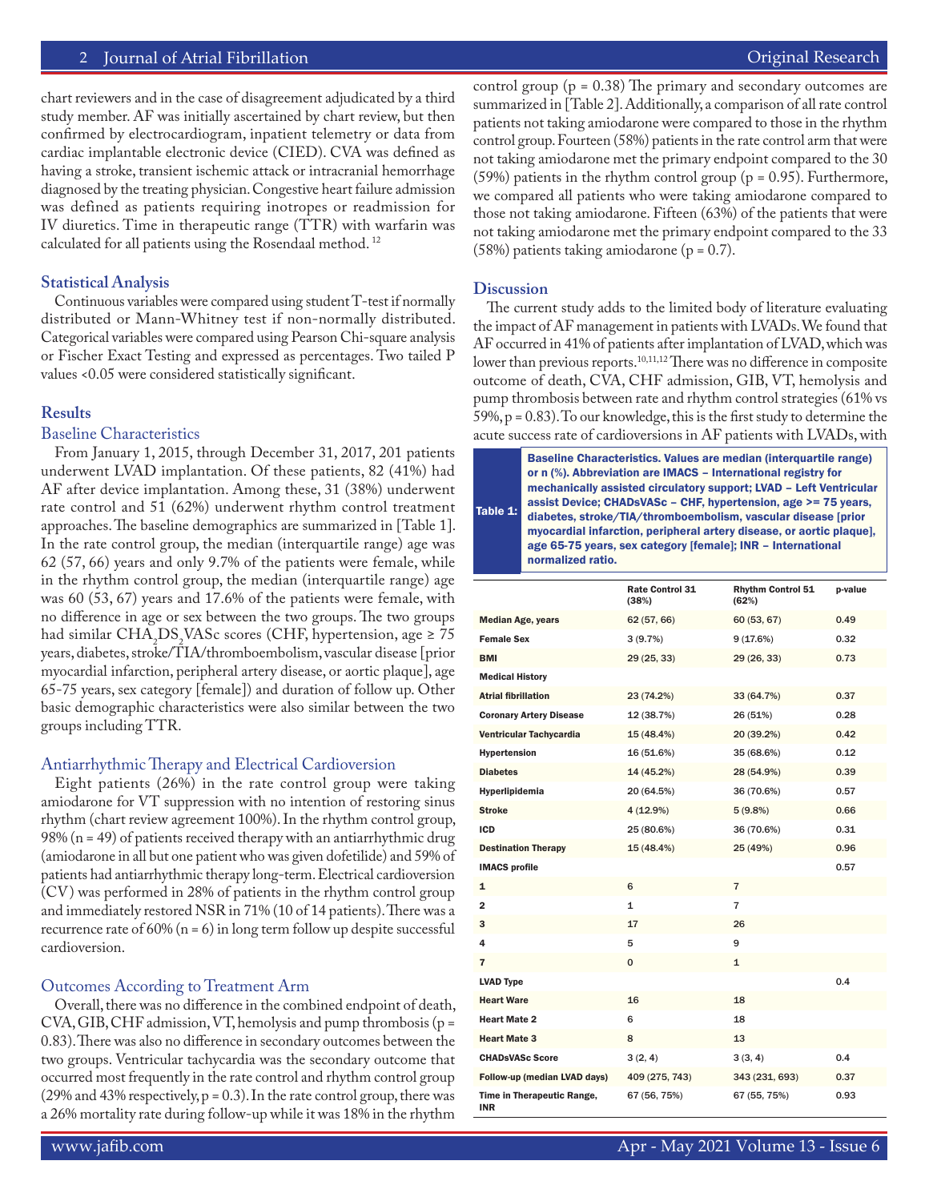chart reviewers and in the case of disagreement adjudicated by a third study member. AF was initially ascertained by chart review, but then confirmed by electrocardiogram, inpatient telemetry or data from cardiac implantable electronic device (CIED). CVA was defined as having a stroke, transient ischemic attack or intracranial hemorrhage diagnosed by the treating physician. Congestive heart failure admission was defined as patients requiring inotropes or readmission for IV diuretics. Time in therapeutic range (TTR) with warfarin was calculated for all patients using the Rosendaal method. [12]

### Statistical Analysis

Continuous variables were compared using student T-test if normally distributed or Mann-Whitney test if non-normally distributed. Categorical variables were compared using Pearson Chi-square analysis or Fischer Exact Testing and expressed as percentages. Two tailed P values <0.05 were considered statistically significant.

## Results

### Baseline Characteristics

From January 1, 2015, through December 31, 2017, 201 patients underwent LVAD implantation. Of these patients, 82 (41%) had AF after device implantation. Among these, 31 (38%) underwent rate control and 51 (62%) underwent rhythm control treatment approaches. The baseline demographics are summarized in [Table 1]. In the rate control group, the median (interquartile range) age was 62 (57, 66) years and only 9.7% of the patients were female, while in the rhythm control group, the median (interquartile range) age was 60 (53, 67) years and 17.6% of the patients were female, with no difference in age or sex between the two groups. The two groups had similar $CHA_2DS_2VASc$ scores (CHF, hypertension, age ≥ 75 years, diabetes, stroke/TIA/thromboembolism, vascular disease [prior myocardial infarction, peripheral artery disease, or aortic plaque], age 65-75 years, sex category [female]) and duration of follow up. Other basic demographic characteristics were also similar between the two groups including TTR.

### Antiarrhythmic Therapy and Electrical Cardioversion

Eight patients (26%) in the rate control group were taking amiodarone for VT suppression with no intention of restoring sinus rhythm (chart review agreement 100%). In the rhythm control group, 98% (n = 49) of patients received therapy with an antiarrhythmic drug (amiodarone in all but one patient who was given dofetilide) and 59% of patients had antiarrhythmic therapy long-term. Electrical cardioversion (CV) was performed in 28% of patients in the rhythm control group and immediately restored NSR in 71% (10 of 14 patients). There was a recurrence rate of 60% (n = 6) in long term follow up despite successful cardioversion.

### Outcomes According to Treatment Arm

Overall, there was no difference in the combined endpoint of death, CVA, GIB, CHF admission, VT, hemolysis and pump thrombosis (p = 0.83). There was also no difference in secondary outcomes between the two groups. Ventricular tachycardia was the secondary outcome that occurred most frequently in the rate control and rhythm control group (29% and 43% respectively, p = 0.3). In the rate control group, there was a 26% mortality rate during follow-up while it was 18% in the rhythm control group (p = 0.38) The primary and secondary outcomes are summarized in [Table 2]. Additionally, a comparison of all rate control patients not taking amiodarone were compared to those in the rhythm control group. Fourteen (58%) patients in the rate control arm that were not taking amiodarone met the primary endpoint compared to the 30 (59%) patients in the rhythm control group (p = 0.95). Furthermore, we compared all patients who were taking amiodarone compared to those not taking amiodarone. Fifteen (63%) of the patients that were not taking amiodarone met the primary endpoint compared to the 33 (58%) patients taking amiodarone (p = 0.7).

## Discussion

The current study adds to the limited body of literature evaluating the impact of AF management in patients with LVADs. We found that AF occurred in 41% of patients after implantation of LVAD, which was lower than previous reports.[10,11,12] There was no difference in composite outcome of death, CVA, CHF admission, GIB, VT, hemolysis and pump thrombosis between rate and rhythm control strategies (61% vs 59%, p = 0.83). To our knowledge, this is the first study to determine the acute success rate of cardioversions in AF patients with LVADs, with

**Table 1:** Baseline Characteristics. Values are median (interquartile range) or n (%). Abbreviation are IMACS – International registry for mechanically assisted circulatory support; LVAD – Left Ventricular assist Device; CHADsVASc – CHF, hypertension, age >= 75 years, diabetes, stroke/TIA/thromboembolism, vascular disease [prior myocardial infarction, peripheral artery disease, or aortic plaque], age 65-75 years, sex category [female]; INR – International normalized ratio.

| | Rate Control 31 (38%) | Rhythm Control 51 (62%) | p-value |
|---|---|---|---|
| Median Age, years | 62 (57, 66) | 60 (53, 67) | 0.49 |
| Female Sex | 3 (9.7%) | 9 (17.6%) | 0.32 |
| BMI | 29 (25, 33) | 29 (26, 33) | 0.73 |
| Medical History | | | |
| Atrial fibrillation | 23 (74.2%) | 33 (64.7%) | 0.37 |
| Coronary Artery Disease | 12 (38.7%) | 26 (51%) | 0.28 |
| Ventricular Tachycardia | 15 (48.4%) | 20 (39.2%) | 0.42 |
| Hypertension | 16 (51.6%) | 35 (68.6%) | 0.12 |
| Diabetes | 14 (45.2%) | 28 (54.9%) | 0.39 |
| Hyperlipidemia | 20 (64.5%) | 36 (70.6%) | 0.57 |
| Stroke | 4 (12.9%) | 5 (9.8%) | 0.66 |
| ICD | 25 (80.6%) | 36 (70.6%) | 0.31 |
| Destination Therapy | 15 (48.4%) | 25 (49%) | 0.96 |
| IMACS profile | | | 0.57 |
| 1 | 6 | 7 | |
| 2 | 1 | 7 | |
| 3 | 17 | 26 | |
| 4 | 5 | 9 | |
| 7 | 0 | 1 | |
| LVAD Type | | | 0.4 |
| Heart Ware | 16 | 18 | |
| Heart Mate 2 | 6 | 18 | |
| Heart Mate 3 | 8 | 13 | |
| CHADsVASc Score | 3 (2, 4) | 3 (3, 4) | 0.4 |
| Follow-up (median LVAD days) | 409 (275, 743) | 343 (231, 693) | 0.37 |
| Time in Therapeutic Range, INR | 67 (56, 75%) | 67 (55, 75%) | 0.93 |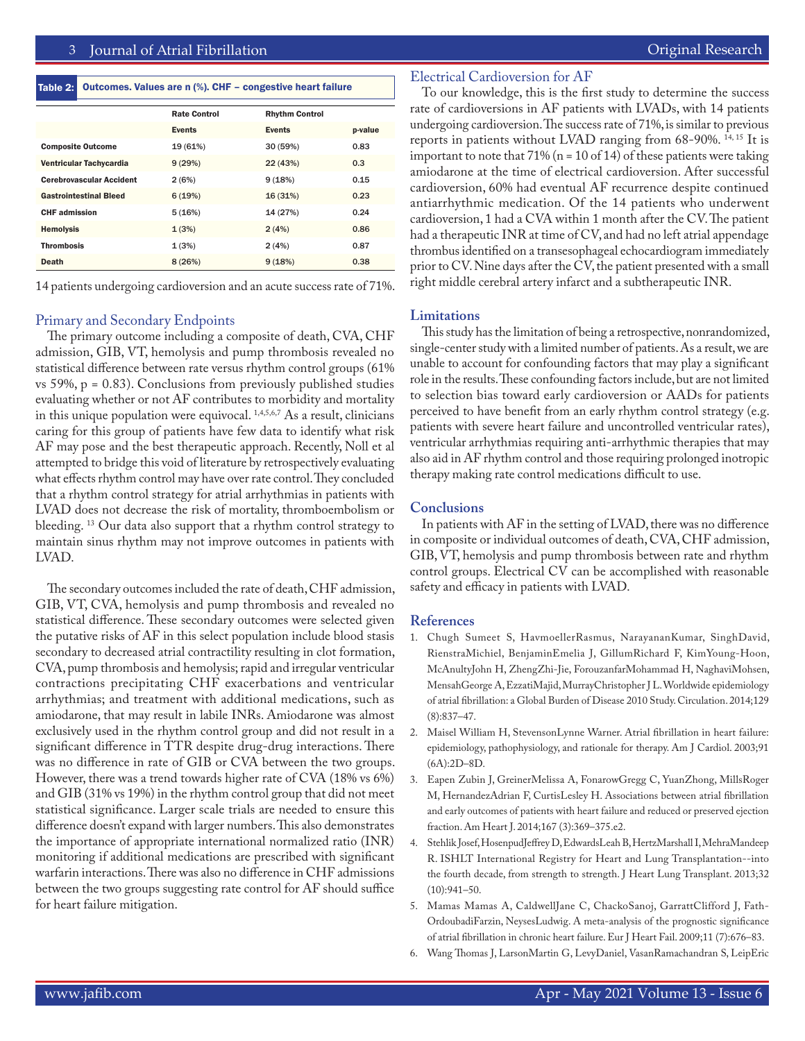Table 2: Outcomes. Values are n (%). CHF – congestive heart failure

| | Rate Control | Rhythm Control | |
|---|---|---|---|
| | Events | Events | p-value |
| Composite Outcome | 19 (61%) | 30 (59%) | 0.83 |
| Ventricular Tachycardia | 9 (29%) | 22 (43%) | 0.3 |
| Cerebrovascular Accident | 2 (6%) | 9 (18%) | 0.15 |
| Gastrointestinal Bleed | 6 (19%) | 16 (31%) | 0.23 |
| CHF admission | 5 (16%) | 14 (27%) | 0.24 |
| Hemolysis | 1 (3%) | 2 (4%) | 0.86 |
| Thrombosis | 1 (3%) | 2 (4%) | 0.87 |
| Death | 8 (26%) | 9 (18%) | 0.38 |

14 patients undergoing cardioversion and an acute success rate of 71%.

## Primary and Secondary Endpoints

The primary outcome including a composite of death, CVA, CHF admission, GIB, VT, hemolysis and pump thrombosis revealed no statistical difference between rate versus rhythm control groups (61% vs 59%, p = 0.83). Conclusions from previously published studies evaluating whether or not AF contributes to morbidity and mortality in this unique population were equivocal. [1,4,5,6,7] As a result, clinicians caring for this group of patients have few data to identify what risk AF may pose and the best therapeutic approach. Recently, Noll et al attempted to bridge this void of literature by retrospectively evaluating what effects rhythm control may have over rate control. They concluded that a rhythm control strategy for atrial arrhythmias in patients with LVAD does not decrease the risk of mortality, thromboembolism or bleeding. [13] Our data also support that a rhythm control strategy to maintain sinus rhythm may not improve outcomes in patients with LVAD.

The secondary outcomes included the rate of death, CHF admission, GIB, VT, CVA, hemolysis and pump thrombosis and revealed no statistical difference. These secondary outcomes were selected given the putative risks of AF in this select population include blood stasis secondary to decreased atrial contractility resulting in clot formation, CVA, pump thrombosis and hemolysis; rapid and irregular ventricular contractions precipitating CHF exacerbations and ventricular arrhythmias; and treatment with additional medications, such as amiodarone, that may result in labile INRs. Amiodarone was almost exclusively used in the rhythm control group and did not result in a significant difference in TTR despite drug-drug interactions. There was no difference in rate of GIB or CVA between the two groups. However, there was a trend towards higher rate of CVA (18% vs 6%) and GIB (31% vs 19%) in the rhythm control group that did not meet statistical significance. Larger scale trials are needed to ensure this difference doesn't expand with larger numbers. This also demonstrates the importance of appropriate international normalized ratio (INR) monitoring if additional medications are prescribed with significant warfarin interactions. There was also no difference in CHF admissions between the two groups suggesting rate control for AF should suffice for heart failure mitigation.

## Electrical Cardioversion for AF

To our knowledge, this is the first study to determine the success rate of cardioversions in AF patients with LVADs, with 14 patients undergoing cardioversion. The success rate of 71%, is similar to previous reports in patients without LVAD ranging from 68-90%. [14, 15] It is important to note that 71% (n = 10 of 14) of these patients were taking amiodarone at the time of electrical cardioversion. After successful cardioversion, 60% had eventual AF recurrence despite continued antiarrhythmic medication. Of the 14 patients who underwent cardioversion, 1 had a CVA within 1 month after the CV. The patient had a therapeutic INR at time of CV, and had no left atrial appendage thrombus identified on a transesophageal echocardiogram immediately prior to CV. Nine days after the CV, the patient presented with a small right middle cerebral artery infarct and a subtherapeutic INR.

## Limitations

This study has the limitation of being a retrospective, nonrandomized, single-center study with a limited number of patients. As a result, we are unable to account for confounding factors that may play a significant role in the results. These confounding factors include, but are not limited to selection bias toward early cardioversion or AADs for patients perceived to have benefit from an early rhythm control strategy (e.g. patients with severe heart failure and uncontrolled ventricular rates), ventricular arrhythmias requiring anti-arrhythmic therapies that may also aid in AF rhythm control and those requiring prolonged inotropic therapy making rate control medications difficult to use.

## Conclusions

In patients with AF in the setting of LVAD, there was no difference in composite or individual outcomes of death, CVA, CHF admission, GIB, VT, hemolysis and pump thrombosis between rate and rhythm control groups. Electrical CV can be accomplished with reasonable safety and efficacy in patients with LVAD.

## References

1. Chugh Sumeet S, HavmoellerRasmus, NarayananKumar, SinghDavid, RienstraMichiel, BenjaminEmelia J, GillumRichard F, KimYoung-Hoon, McAnultyJohn H, ZhengZhi-Jie, ForouzanfarMohammad H, NaghaviMohsen, MensahGeorge A, EzzatiMajid, MurrayChristopher J L. Worldwide epidemiology of atrial fibrillation: a Global Burden of Disease 2010 Study. Circulation. 2014;129 (8):837–47.
2. Maisel William H, StevensonLynne Warner. Atrial fibrillation in heart failure: epidemiology, pathophysiology, and rationale for therapy. Am J Cardiol. 2003;91 (6A):2D–8D.
3. Eapen Zubin J, GreinerMelissa A, FonarowGregg C, YuanZhong, MillsRoger M, HernandezAdrian F, CurtisLesley H. Associations between atrial fibrillation and early outcomes of patients with heart failure and reduced or preserved ejection fraction. Am Heart J. 2014;167 (3):369–375.e2.
4. Stehlik Josef, HosenpudJeffrey D, EdwardsLeah B, HertzMarshall I, MehraMandeep R. ISHLT International Registry for Heart and Lung Transplantation--into the fourth decade, from strength to strength. J Heart Lung Transplant. 2013;32 (10):941–50.
5. Mamas Mamas A, CaldwellJane C, ChackoSanoj, GarrattClifford J, Fath-OrdoubadiFarzin, NeysesLudwig. A meta-analysis of the prognostic significance of atrial fibrillation in chronic heart failure. Eur J Heart Fail. 2009;11 (7):676–83.
6. Wang Thomas J, LarsonMartin G, LevyDaniel, VasanRamachandran S, LeipEric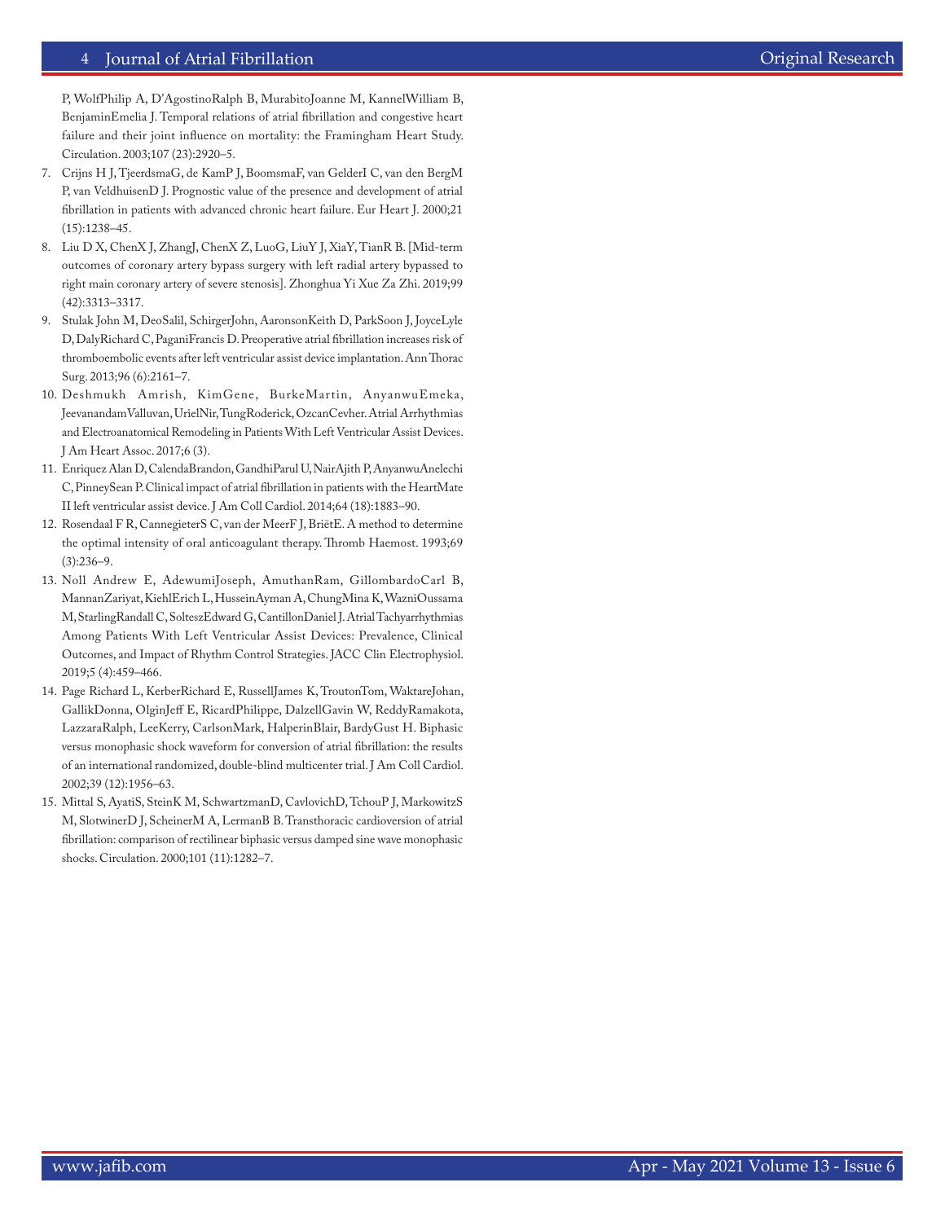P, WolfPhilip A, D'AgostinoRalph B, MurabitoJoanne M, KannelWilliam B, BenjaminEmelia J. Temporal relations of atrial fibrillation and congestive heart failure and their joint influence on mortality: the Framingham Heart Study. Circulation. 2003;107 (23):2920–5.

7. Crijns H J, TjeerdsmaG, de KamP J, BoomsmaF, van GelderI C, van den BergM P, van VeldhuisenD J. Prognostic value of the presence and development of atrial fibrillation in patients with advanced chronic heart failure. Eur Heart J. 2000;21 (15):1238–45.
8. Liu D X, ChenX J, ZhangJ, ChenX Z, LuoG, LiuY J, XiaY, TianR B. [Mid-term outcomes of coronary artery bypass surgery with left radial artery bypassed to right main coronary artery of severe stenosis]. Zhonghua Yi Xue Za Zhi. 2019;99 (42):3313–3317.
9. Stulak John M, DeoSalil, SchirgerJohn, AaronsonKeith D, ParkSoon J, JoyceLyle D, DalyRichard C, PaganiFrancis D. Preoperative atrial fibrillation increases risk of thromboembolic events after left ventricular assist device implantation. Ann Thorac Surg. 2013;96 (6):2161–7.
10. Deshmukh Amrish, KimGene, BurkeMartin, AnyanwuEmeka, JeevanandamValluvan, UrielNir, TungRoderick, OzcanCevher. Atrial Arrhythmias and Electroanatomical Remodeling in Patients With Left Ventricular Assist Devices. J Am Heart Assoc. 2017;6 (3).
11. Enriquez Alan D, CalendaBrandon, GandhiParul U, NairAjith P, AnyanwuAnelechi C, PinneySean P. Clinical impact of atrial fibrillation in patients with the HeartMate II left ventricular assist device. J Am Coll Cardiol. 2014;64 (18):1883–90.
12. Rosendaal F R, CannegieterS C, van der MeerF J, BriëtE. A method to determine the optimal intensity of oral anticoagulant therapy. Thromb Haemost. 1993;69 (3):236–9.
13. Noll Andrew E, AdewumiJoseph, AmuthanRam, GillombardoCarl B, MannanZariyat, KiehlErich L, HusseinAyman A, ChungMina K, WazniOussama M, StarlingRandall C, SolteszEdward G, CantillonDaniel J. Atrial Tachyarrhythmias Among Patients With Left Ventricular Assist Devices: Prevalence, Clinical Outcomes, and Impact of Rhythm Control Strategies. JACC Clin Electrophysiol. 2019;5 (4):459–466.
14. Page Richard L, KerberRichard E, RussellJames K, TroutonTom, WaktareJohan, GallikDonna, OlginJeff E, RicardPhilippe, DalzellGavin W, ReddyRamakota, LazzaraRalph, LeeKerry, CarlsonMark, HalperinBlair, BardyGust H. Biphasic versus monophasic shock waveform for conversion of atrial fibrillation: the results of an international randomized, double-blind multicenter trial. J Am Coll Cardiol. 2002;39 (12):1956–63.
15. Mittal S, AyatiS, SteinK M, SchwartzmanD, CavlovichD, TchouP J, MarkowitzS M, SlotwinerD J, ScheinerM A, LermanB B. Transthoracic cardioversion of atrial fibrillation: comparison of rectilinear biphasic versus damped sine wave monophasic shocks. Circulation. 2000;101 (11):1282–7.